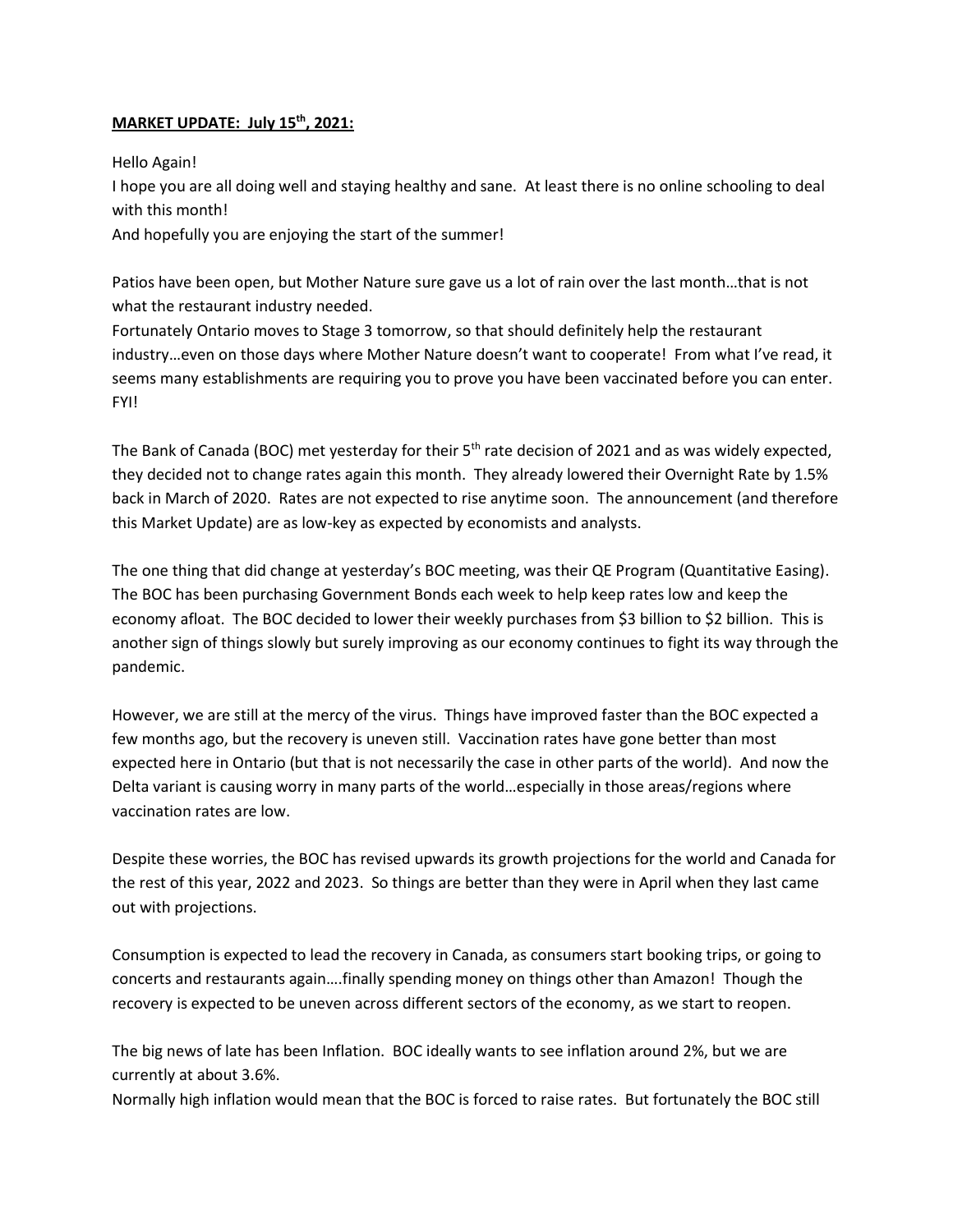**MARKET UPDATE: July 15th, 2021:**

Hello Again!
I hope you are all doing well and staying healthy and sane. At least there is no online schooling to deal with this month!
And hopefully you are enjoying the start of the summer!

Patios have been open, but Mother Nature sure gave us a lot of rain over the last month…that is not what the restaurant industry needed.
Fortunately Ontario moves to Stage 3 tomorrow, so that should definitely help the restaurant industry…even on those days where Mother Nature doesn't want to cooperate! From what I've read, it seems many establishments are requiring you to prove you have been vaccinated before you can enter. FYI!

The Bank of Canada (BOC) met yesterday for their 5th rate decision of 2021 and as was widely expected, they decided not to change rates again this month. They already lowered their Overnight Rate by 1.5% back in March of 2020. Rates are not expected to rise anytime soon. The announcement (and therefore this Market Update) are as low-key as expected by economists and analysts.

The one thing that did change at yesterday's BOC meeting, was their QE Program (Quantitative Easing). The BOC has been purchasing Government Bonds each week to help keep rates low and keep the economy afloat. The BOC decided to lower their weekly purchases from $3 billion to $2 billion. This is another sign of things slowly but surely improving as our economy continues to fight its way through the pandemic.

However, we are still at the mercy of the virus. Things have improved faster than the BOC expected a few months ago, but the recovery is uneven still. Vaccination rates have gone better than most expected here in Ontario (but that is not necessarily the case in other parts of the world). And now the Delta variant is causing worry in many parts of the world…especially in those areas/regions where vaccination rates are low.

Despite these worries, the BOC has revised upwards its growth projections for the world and Canada for the rest of this year, 2022 and 2023. So things are better than they were in April when they last came out with projections.

Consumption is expected to lead the recovery in Canada, as consumers start booking trips, or going to concerts and restaurants again….finally spending money on things other than Amazon! Though the recovery is expected to be uneven across different sectors of the economy, as we start to reopen.

The big news of late has been Inflation. BOC ideally wants to see inflation around 2%, but we are currently at about 3.6%.
Normally high inflation would mean that the BOC is forced to raise rates. But fortunately the BOC still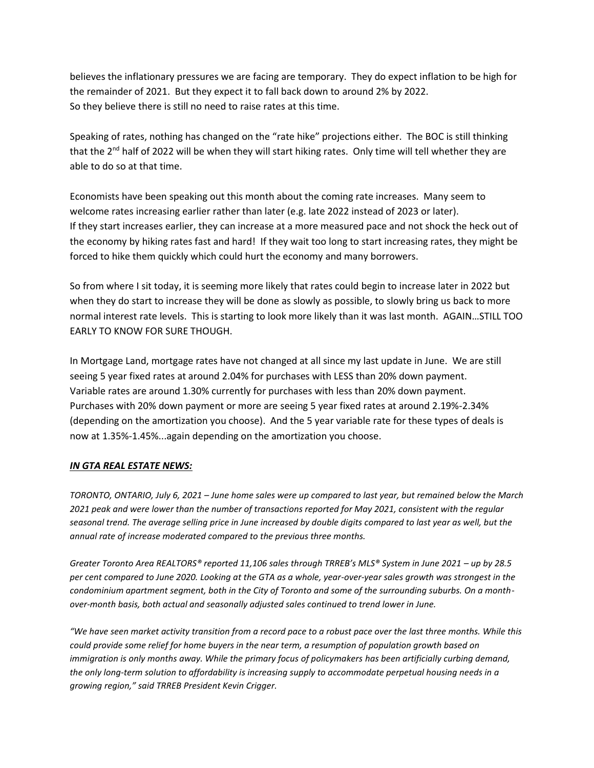believes the inflationary pressures we are facing are temporary. They do expect inflation to be high for the remainder of 2021. But they expect it to fall back down to around 2% by 2022.
So they believe there is still no need to raise rates at this time.

Speaking of rates, nothing has changed on the "rate hike" projections either. The BOC is still thinking that the 2nd half of 2022 will be when they will start hiking rates. Only time will tell whether they are able to do so at that time.

Economists have been speaking out this month about the coming rate increases. Many seem to welcome rates increasing earlier rather than later (e.g. late 2022 instead of 2023 or later).
If they start increases earlier, they can increase at a more measured pace and not shock the heck out of the economy by hiking rates fast and hard! If they wait too long to start increasing rates, they might be forced to hike them quickly which could hurt the economy and many borrowers.

So from where I sit today, it is seeming more likely that rates could begin to increase later in 2022 but when they do start to increase they will be done as slowly as possible, to slowly bring us back to more normal interest rate levels. This is starting to look more likely than it was last month. AGAIN…STILL TOO EARLY TO KNOW FOR SURE THOUGH.

In Mortgage Land, mortgage rates have not changed at all since my last update in June. We are still seeing 5 year fixed rates at around 2.04% for purchases with LESS than 20% down payment.
Variable rates are around 1.30% currently for purchases with less than 20% down payment.
Purchases with 20% down payment or more are seeing 5 year fixed rates at around 2.19%-2.34% (depending on the amortization you choose). And the 5 year variable rate for these types of deals is now at 1.35%-1.45%...again depending on the amortization you choose.

***<u>IN GTA REAL ESTATE NEWS:</u>***

*TORONTO, ONTARIO, July 6, 2021 – June home sales were up compared to last year, but remained below the March 2021 peak and were lower than the number of transactions reported for May 2021, consistent with the regular seasonal trend. The average selling price in June increased by double digits compared to last year as well, but the annual rate of increase moderated compared to the previous three months.*

*Greater Toronto Area REALTORS® reported 11,106 sales through TRREB's MLS® System in June 2021 – up by 28.5 per cent compared to June 2020. Looking at the GTA as a whole, year-over-year sales growth was strongest in the condominium apartment segment, both in the City of Toronto and some of the surrounding suburbs. On a month-over-month basis, both actual and seasonally adjusted sales continued to trend lower in June.*

*"We have seen market activity transition from a record pace to a robust pace over the last three months. While this could provide some relief for home buyers in the near term, a resumption of population growth based on immigration is only months away. While the primary focus of policymakers has been artificially curbing demand, the only long-term solution to affordability is increasing supply to accommodate perpetual housing needs in a growing region," said TRREB President Kevin Crigger.*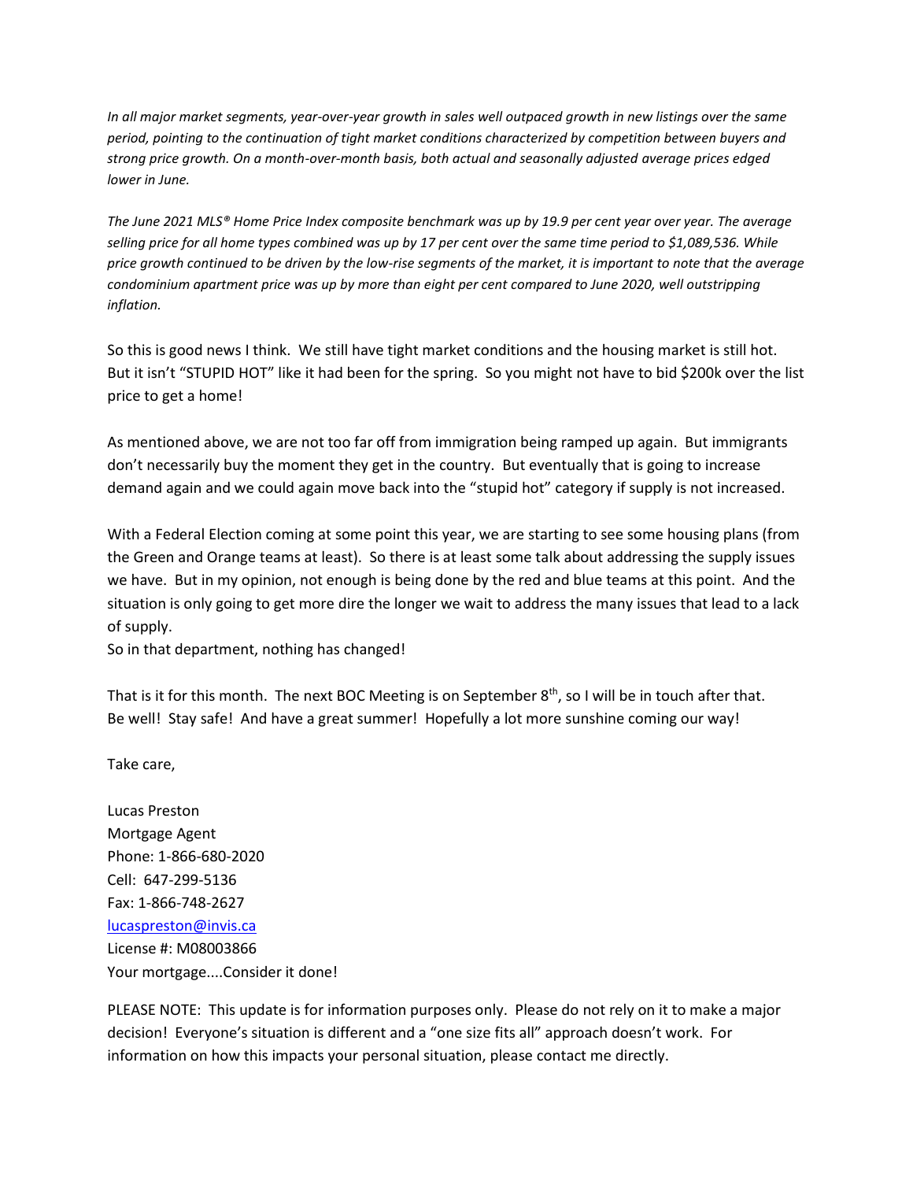*In all major market segments, year-over-year growth in sales well outpaced growth in new listings over the same period, pointing to the continuation of tight market conditions characterized by competition between buyers and strong price growth. On a month-over-month basis, both actual and seasonally adjusted average prices edged lower in June.*

*The June 2021 MLS® Home Price Index composite benchmark was up by 19.9 per cent year over year. The average selling price for all home types combined was up by 17 per cent over the same time period to $1,089,536. While price growth continued to be driven by the low-rise segments of the market, it is important to note that the average condominium apartment price was up by more than eight per cent compared to June 2020, well outstripping inflation.*

So this is good news I think. We still have tight market conditions and the housing market is still hot. But it isn't "STUPID HOT" like it had been for the spring. So you might not have to bid $200k over the list price to get a home!

As mentioned above, we are not too far off from immigration being ramped up again. But immigrants don't necessarily buy the moment they get in the country. But eventually that is going to increase demand again and we could again move back into the "stupid hot" category if supply is not increased.

With a Federal Election coming at some point this year, we are starting to see some housing plans (from the Green and Orange teams at least). So there is at least some talk about addressing the supply issues we have. But in my opinion, not enough is being done by the red and blue teams at this point. And the situation is only going to get more dire the longer we wait to address the many issues that lead to a lack of supply.
So in that department, nothing has changed!

That is it for this month. The next BOC Meeting is on September 8th, so I will be in touch after that.
Be well! Stay safe! And have a great summer! Hopefully a lot more sunshine coming our way!

Take care,

Lucas Preston
Mortgage Agent
Phone: 1-866-680-2020
Cell: 647-299-5136
Fax: 1-866-748-2627
lucaspreston@invis.ca
License #: M08003866
Your mortgage....Consider it done!

PLEASE NOTE: This update is for information purposes only. Please do not rely on it to make a major decision! Everyone's situation is different and a "one size fits all" approach doesn't work. For information on how this impacts your personal situation, please contact me directly.